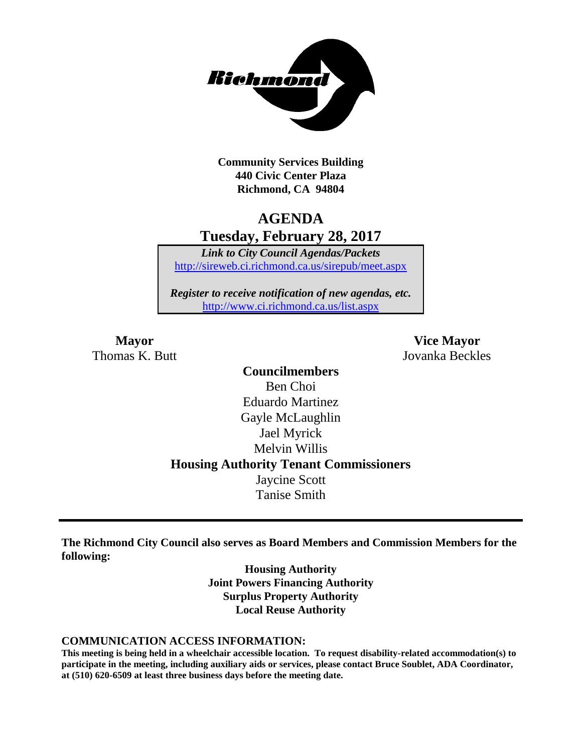**Community Services Building**
**440 Civic Center Plaza**
**Richmond, CA 94804**

# AGENDA
## Tuesday, February 28, 2017

***Link to City Council Agendas/Packets***
http://sireweb.ci.richmond.ca.us/sirepub/meet.aspx

***Register to receive notification of new agendas, etc.***
http://www.ci.richmond.ca.us/list.aspx

**Mayor**
Thomas K. Butt

**Vice Mayor**
Jovanka Beckles

**Councilmembers**
Ben Choi
Eduardo Martinez
Gayle McLaughlin
Jael Myrick
Melvin Willis

**Housing Authority Tenant Commissioners**
Jaycine Scott
Tanise Smith

---

**The Richmond City Council also serves as Board Members and Commission Members for the following:**

**Housing Authority**
**Joint Powers Financing Authority**
**Surplus Property Authority**
**Local Reuse Authority**

### COMMUNICATION ACCESS INFORMATION:

**This meeting is being held in a wheelchair accessible location. To request disability-related accommodation(s) to participate in the meeting, including auxiliary aids or services, please contact Bruce Soublet, ADA Coordinator, at (510) 620-6509 at least three business days before the meeting date.**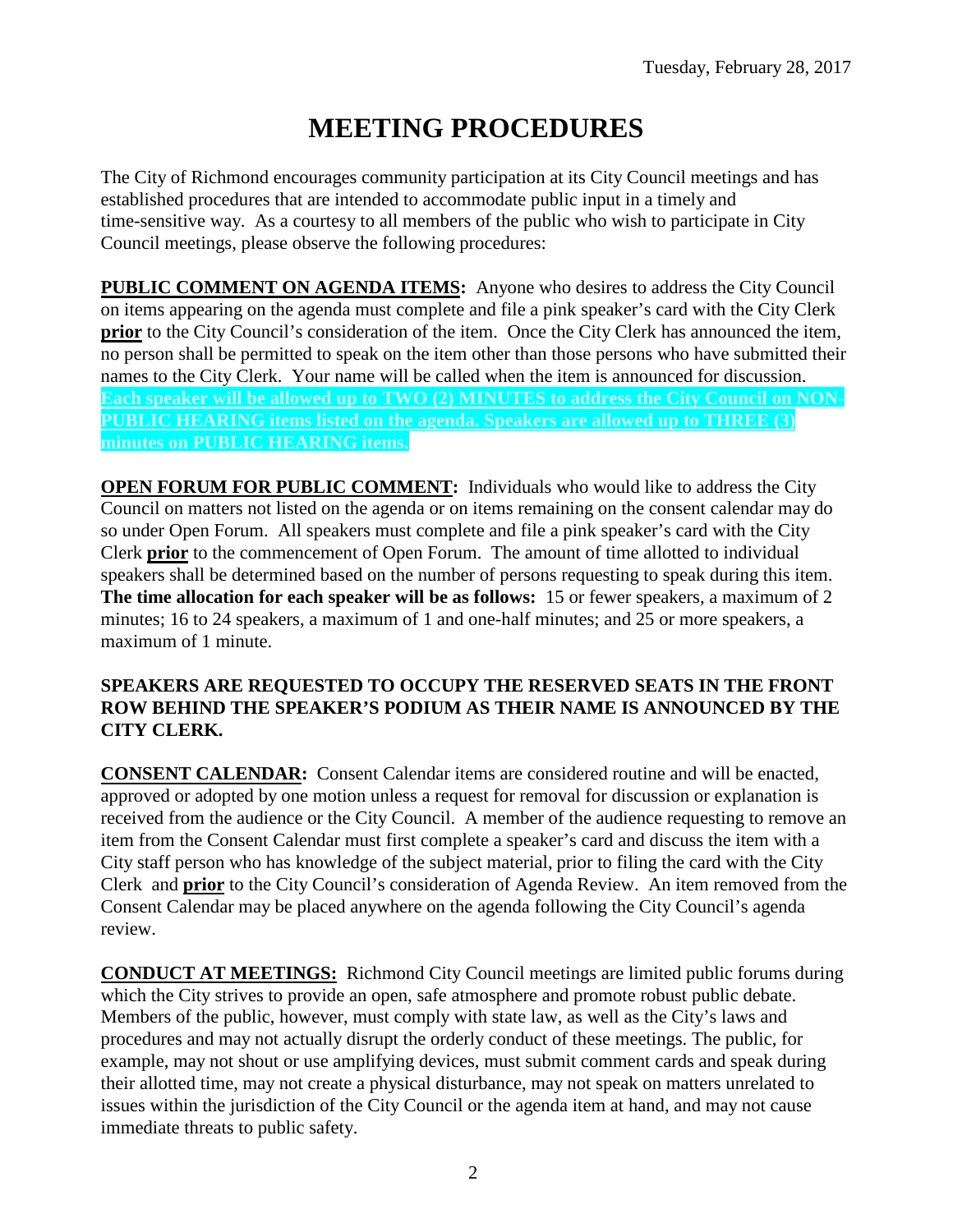Tuesday, February 28, 2017

# MEETING PROCEDURES

The City of Richmond encourages community participation at its City Council meetings and has established procedures that are intended to accommodate public input in a timely and time-sensitive way. As a courtesy to all members of the public who wish to participate in City Council meetings, please observe the following procedures:

**PUBLIC COMMENT ON AGENDA ITEMS:** Anyone who desires to address the City Council on items appearing on the agenda must complete and file a pink speaker's card with the City Clerk **prior** to the City Council's consideration of the item. Once the City Clerk has announced the item, no person shall be permitted to speak on the item other than those persons who have submitted their names to the City Clerk. Your name will be called when the item is announced for discussion. **Each speaker will be allowed up to TWO (2) MINUTES to address the City Council on NON-PUBLIC HEARING items listed on the agenda. Speakers are allowed up to THREE (3) minutes on PUBLIC HEARING items.**

**OPEN FORUM FOR PUBLIC COMMENT:** Individuals who would like to address the City Council on matters not listed on the agenda or on items remaining on the consent calendar may do so under Open Forum. All speakers must complete and file a pink speaker's card with the City Clerk **prior** to the commencement of Open Forum. The amount of time allotted to individual speakers shall be determined based on the number of persons requesting to speak during this item. **The time allocation for each speaker will be as follows:** 15 or fewer speakers, a maximum of 2 minutes; 16 to 24 speakers, a maximum of 1 and one-half minutes; and 25 or more speakers, a maximum of 1 minute.

**SPEAKERS ARE REQUESTED TO OCCUPY THE RESERVED SEATS IN THE FRONT ROW BEHIND THE SPEAKER'S PODIUM AS THEIR NAME IS ANNOUNCED BY THE CITY CLERK.**

**CONSENT CALENDAR:** Consent Calendar items are considered routine and will be enacted, approved or adopted by one motion unless a request for removal for discussion or explanation is received from the audience or the City Council. A member of the audience requesting to remove an item from the Consent Calendar must first complete a speaker's card and discuss the item with a City staff person who has knowledge of the subject material, prior to filing the card with the City Clerk and **prior** to the City Council's consideration of Agenda Review. An item removed from the Consent Calendar may be placed anywhere on the agenda following the City Council's agenda review.

**CONDUCT AT MEETINGS:** Richmond City Council meetings are limited public forums during which the City strives to provide an open, safe atmosphere and promote robust public debate. Members of the public, however, must comply with state law, as well as the City's laws and procedures and may not actually disrupt the orderly conduct of these meetings. The public, for example, may not shout or use amplifying devices, must submit comment cards and speak during their allotted time, may not create a physical disturbance, may not speak on matters unrelated to issues within the jurisdiction of the City Council or the agenda item at hand, and may not cause immediate threats to public safety.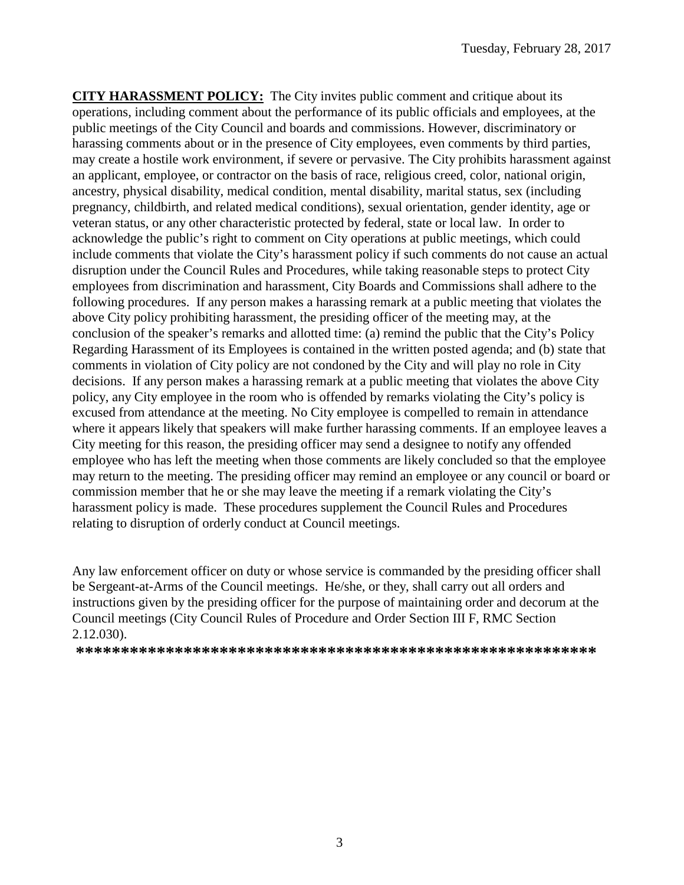**CITY HARASSMENT POLICY:** The City invites public comment and critique about its operations, including comment about the performance of its public officials and employees, at the public meetings of the City Council and boards and commissions. However, discriminatory or harassing comments about or in the presence of City employees, even comments by third parties, may create a hostile work environment, if severe or pervasive. The City prohibits harassment against an applicant, employee, or contractor on the basis of race, religious creed, color, national origin, ancestry, physical disability, medical condition, mental disability, marital status, sex (including pregnancy, childbirth, and related medical conditions), sexual orientation, gender identity, age or veteran status, or any other characteristic protected by federal, state or local law. In order to acknowledge the public's right to comment on City operations at public meetings, which could include comments that violate the City's harassment policy if such comments do not cause an actual disruption under the Council Rules and Procedures, while taking reasonable steps to protect City employees from discrimination and harassment, City Boards and Commissions shall adhere to the following procedures. If any person makes a harassing remark at a public meeting that violates the above City policy prohibiting harassment, the presiding officer of the meeting may, at the conclusion of the speaker's remarks and allotted time: (a) remind the public that the City's Policy Regarding Harassment of its Employees is contained in the written posted agenda; and (b) state that comments in violation of City policy are not condoned by the City and will play no role in City decisions. If any person makes a harassing remark at a public meeting that violates the above City policy, any City employee in the room who is offended by remarks violating the City's policy is excused from attendance at the meeting. No City employee is compelled to remain in attendance where it appears likely that speakers will make further harassing comments. If an employee leaves a City meeting for this reason, the presiding officer may send a designee to notify any offended employee who has left the meeting when those comments are likely concluded so that the employee may return to the meeting. The presiding officer may remind an employee or any council or board or commission member that he or she may leave the meeting if a remark violating the City's harassment policy is made. These procedures supplement the Council Rules and Procedures relating to disruption of orderly conduct at Council meetings.

Any law enforcement officer on duty or whose service is commanded by the presiding officer shall be Sergeant-at-Arms of the Council meetings. He/she, or they, shall carry out all orders and instructions given by the presiding officer for the purpose of maintaining order and decorum at the Council meetings (City Council Rules of Procedure and Order Section III F, RMC Section 2.12.030).

**\*\*\*\*\*\*\*\*\*\*\*\*\*\*\*\*\*\*\*\*\*\*\*\*\*\*\*\*\*\*\*\*\*\*\*\*\*\*\*\*\*\*\*\*\*\*\*\*\*\*\*\*\*\*\*\*\*\*\*\*\***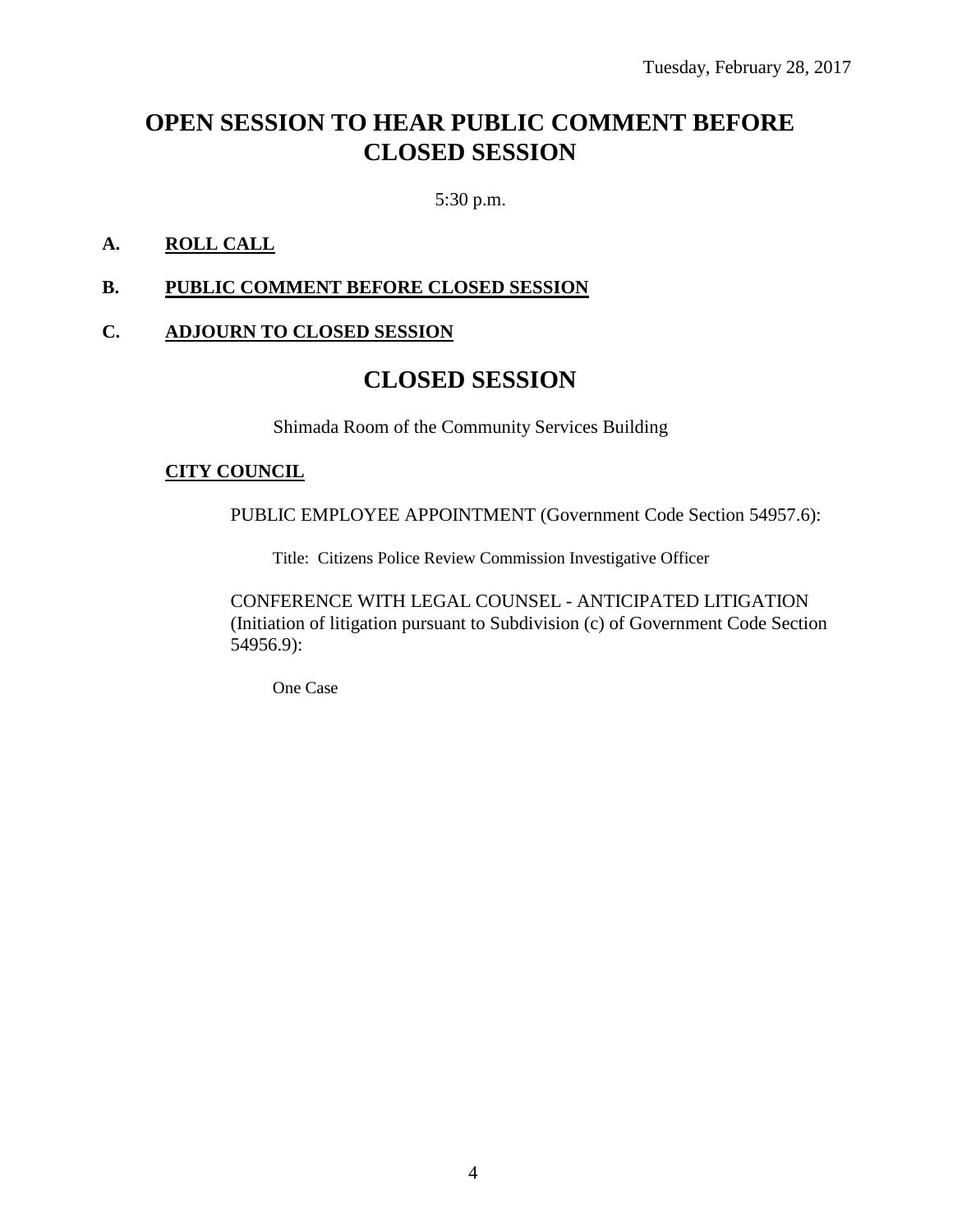Tuesday, February 28, 2017

# OPEN SESSION TO HEAR PUBLIC COMMENT BEFORE CLOSED SESSION

5:30 p.m.

**A.** **ROLL CALL**

**B.** **PUBLIC COMMENT BEFORE CLOSED SESSION**

**C.** **ADJOURN TO CLOSED SESSION**

# CLOSED SESSION

Shimada Room of the Community Services Building

**CITY COUNCIL**

PUBLIC EMPLOYEE APPOINTMENT (Government Code Section 54957.6):

Title: Citizens Police Review Commission Investigative Officer

CONFERENCE WITH LEGAL COUNSEL - ANTICIPATED LITIGATION (Initiation of litigation pursuant to Subdivision (c) of Government Code Section 54956.9):

One Case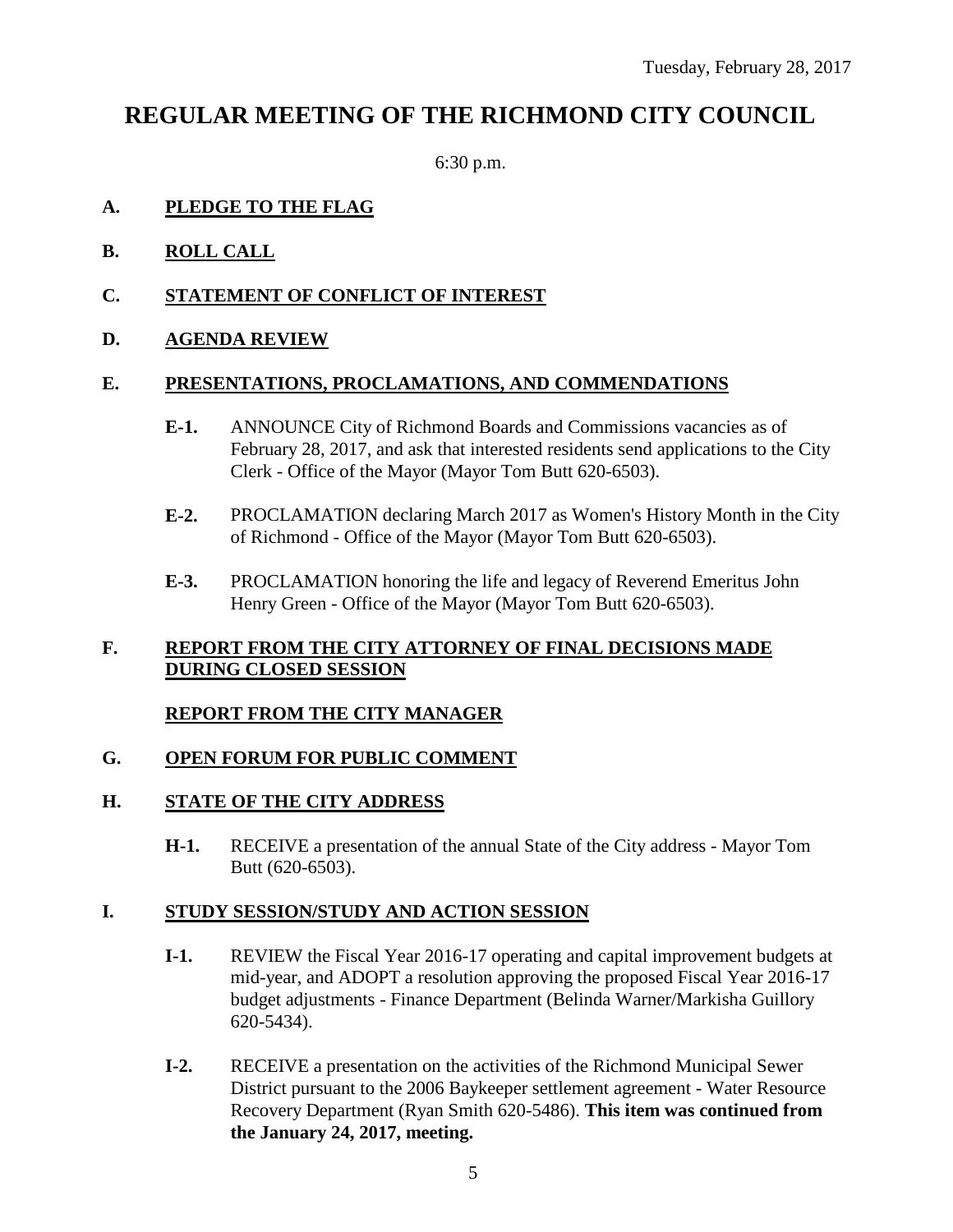Tuesday, February 28, 2017

# REGULAR MEETING OF THE RICHMOND CITY COUNCIL

6:30 p.m.

## A. PLEDGE TO THE FLAG

## B. ROLL CALL

## C. STATEMENT OF CONFLICT OF INTEREST

## D. AGENDA REVIEW

## E. PRESENTATIONS, PROCLAMATIONS, AND COMMENDATIONS

**E-1.** ANNOUNCE City of Richmond Boards and Commissions vacancies as of February 28, 2017, and ask that interested residents send applications to the City Clerk - Office of the Mayor (Mayor Tom Butt 620-6503).

**E-2.** PROCLAMATION declaring March 2017 as Women's History Month in the City of Richmond - Office of the Mayor (Mayor Tom Butt 620-6503).

**E-3.** PROCLAMATION honoring the life and legacy of Reverend Emeritus John Henry Green - Office of the Mayor (Mayor Tom Butt 620-6503).

## F. REPORT FROM THE CITY ATTORNEY OF FINAL DECISIONS MADE DURING CLOSED SESSION

**REPORT FROM THE CITY MANAGER**

## G. OPEN FORUM FOR PUBLIC COMMENT

## H. STATE OF THE CITY ADDRESS

**H-1.** RECEIVE a presentation of the annual State of the City address - Mayor Tom Butt (620-6503).

## I. STUDY SESSION/STUDY AND ACTION SESSION

**I-1.** REVIEW the Fiscal Year 2016-17 operating and capital improvement budgets at mid-year, and ADOPT a resolution approving the proposed Fiscal Year 2016-17 budget adjustments - Finance Department (Belinda Warner/Markisha Guillory 620-5434).

**I-2.** RECEIVE a presentation on the activities of the Richmond Municipal Sewer District pursuant to the 2006 Baykeeper settlement agreement - Water Resource Recovery Department (Ryan Smith 620-5486). **This item was continued from the January 24, 2017, meeting.**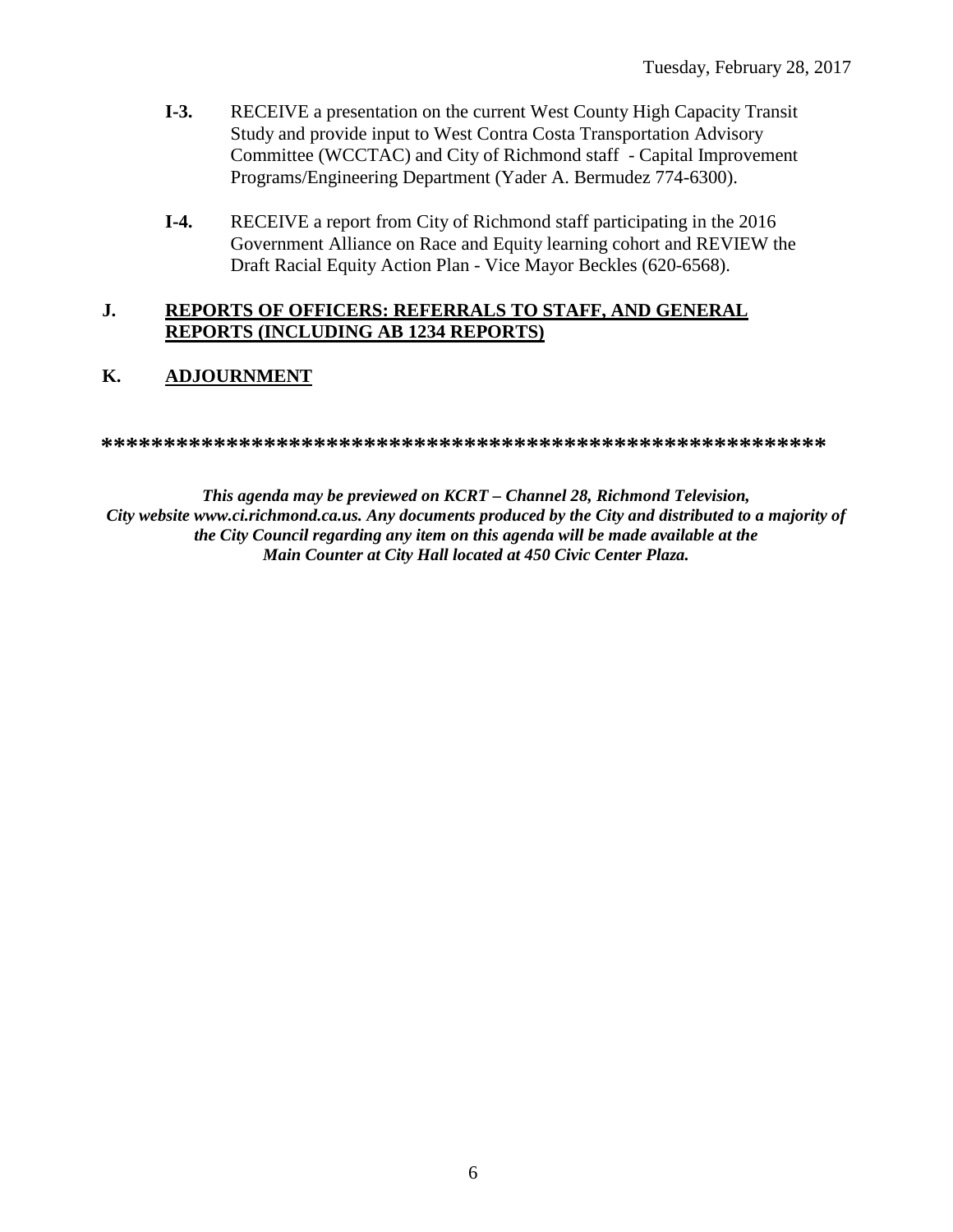**I-3.** RECEIVE a presentation on the current West County High Capacity Transit Study and provide input to West Contra Costa Transportation Advisory Committee (WCCTAC) and City of Richmond staff - Capital Improvement Programs/Engineering Department (Yader A. Bermudez 774-6300).

**I-4.** RECEIVE a report from City of Richmond staff participating in the 2016 Government Alliance on Race and Equity learning cohort and REVIEW the Draft Racial Equity Action Plan - Vice Mayor Beckles (620-6568).

## J. REPORTS OF OFFICERS: REFERRALS TO STAFF, AND GENERAL REPORTS (INCLUDING AB 1234 REPORTS)

## K. ADJOURNMENT

**************************************************************

***This agenda may be previewed on KCRT – Channel 28, Richmond Television, City website www.ci.richmond.ca.us. Any documents produced by the City and distributed to a majority of the City Council regarding any item on this agenda will be made available at the Main Counter at City Hall located at 450 Civic Center Plaza.***